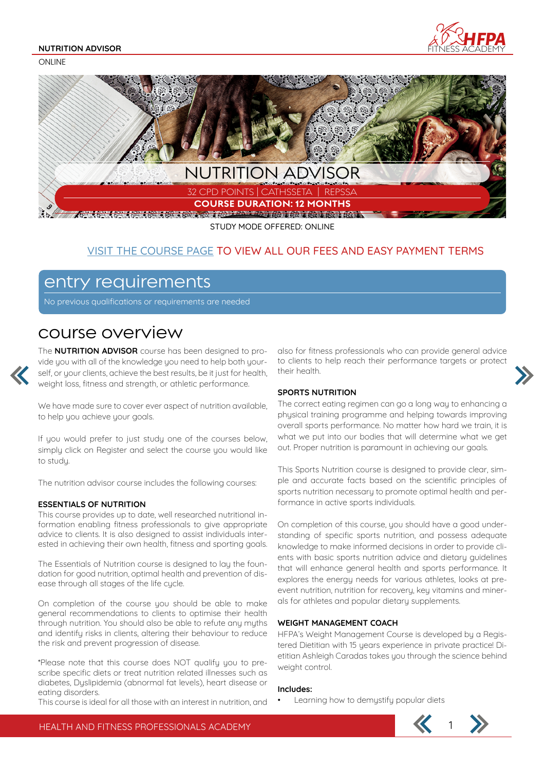NUTRITION ADVISOR

ONLINE

# NUTRITION ADVISOR

32 CPD POINTS | CATHSSETA | REPSSA

**COURSE DURATION: 12 MONTHS**

STUDY MODE OFFERED: ONLINE

VISIT THE COURSE PAGE TO VIEW ALL OUR FEES AND EASY PAYMENT TERMS

## entry requirements

No previous qualifications or requirements are needed

## course overview

The **NUTRITION ADVISOR** course has been designed to provide you with all of the knowledge you need to help both yourself, or your clients, achieve the best results, be it just for health, weight loss, fitness and strength, or athletic performance.

We have made sure to cover ever aspect of nutrition available, to help you achieve your goals.

If you would prefer to just study one of the courses below, simply click on Register and select the course you would like to study.

The nutrition advisor course includes the following courses:

### ESSENTIALS OF NUTRITION

This course provides up to date, well researched nutritional information enabling fitness professionals to give appropriate advice to clients. It is also designed to assist individuals interested in achieving their own health, fitness and sporting goals.

The Essentials of Nutrition course is designed to lay the foundation for good nutrition, optimal health and prevention of disease through all stages of the life cycle.

On completion of the course you should be able to make general recommendations to clients to optimise their health through nutrition. You should also be able to refute any myths and identify risks in clients, altering their behaviour to reduce the risk and prevent progression of disease.

*Please note that this course does NOT qualify you to prescribe specific diets or treat nutrition related illnesses such as diabetes, Dyslipidemia (abnormal fat levels), heart disease or eating disorders.

This course is ideal for all those with an interest in nutrition, and also for fitness professionals who can provide general advice to clients to help reach their performance targets or protect their health.

### SPORTS NUTRITION

The correct eating regimen can go a long way to enhancing a physical training programme and helping towards improving overall sports performance. No matter how hard we train, it is what we put into our bodies that will determine what we get out. Proper nutrition is paramount in achieving our goals.

This Sports Nutrition course is designed to provide clear, simple and accurate facts based on the scientific principles of sports nutrition necessary to promote optimal health and performance in active sports individuals.

On completion of this course, you should have a good understanding of specific sports nutrition, and possess adequate knowledge to make informed decisions in order to provide clients with basic sports nutrition advice and dietary guidelines that will enhance general health and sports performance. It explores the energy needs for various athletes, looks at pre-event nutrition, nutrition for recovery, key vitamins and minerals for athletes and popular dietary supplements.

### WEIGHT MANAGEMENT COACH

HFPA's Weight Management Course is developed by a Registered Dietitian with 15 years experience in private practice! Dietitian Ashleigh Caradas takes you through the science behind weight control.

**Includes:**

- Learning how to demystify popular diets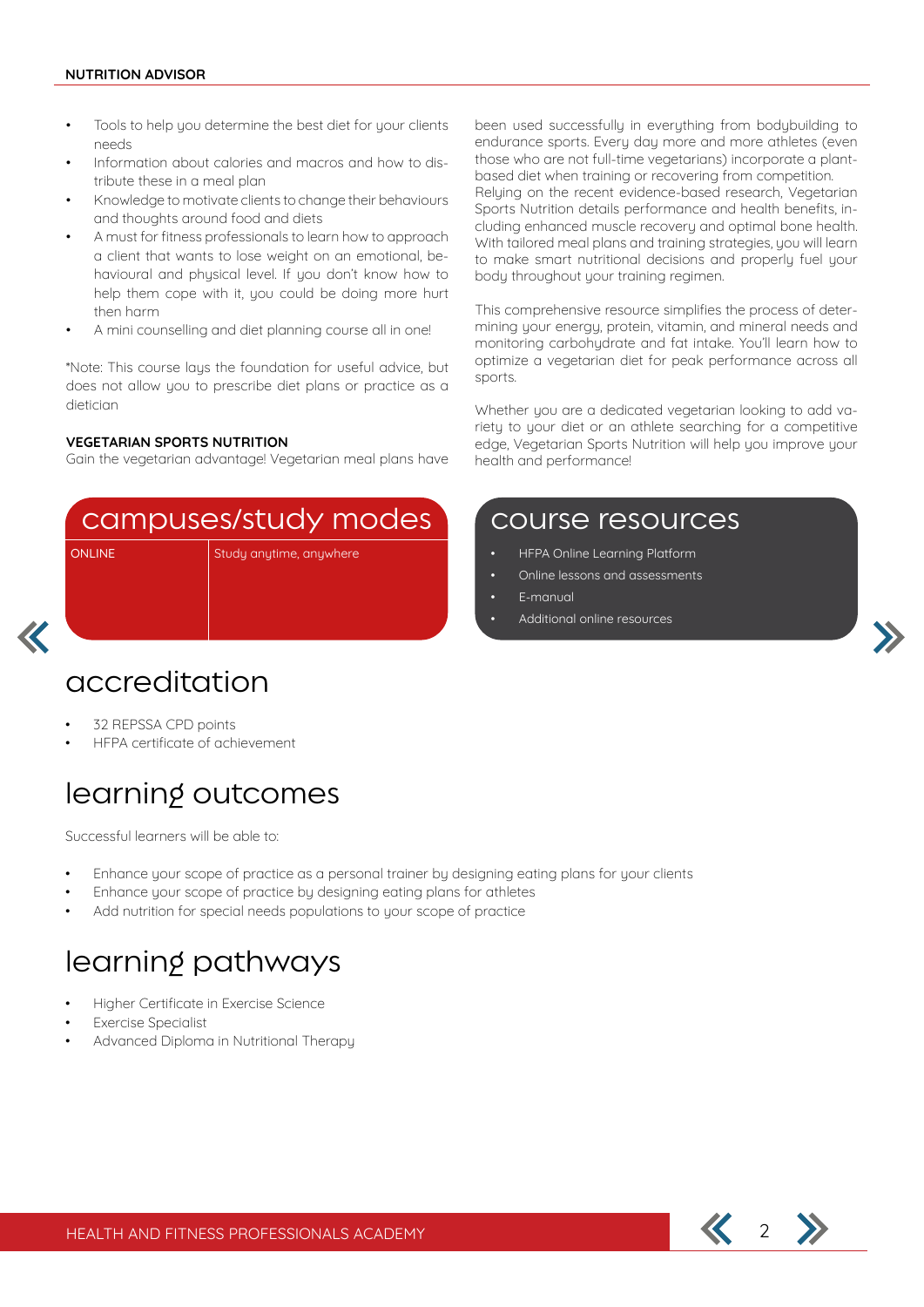- Tools to help you determine the best diet for your clients needs
- Information about calories and macros and how to distribute these in a meal plan
- Knowledge to motivate clients to change their behaviours and thoughts around food and diets
- A must for fitness professionals to learn how to approach a client that wants to lose weight on an emotional, behavioural and physical level. If you don't know how to help them cope with it, you could be doing more hurt then harm
- A mini counselling and diet planning course all in one!

*Note: This course lays the foundation for useful advice, but does not allow you to prescribe diet plans or practice as a dietician

**VEGETARIAN SPORTS NUTRITION**

Gain the vegetarian advantage! Vegetarian meal plans have been used successfully in everything from bodybuilding to endurance sports. Every day more and more athletes (even those who are not full-time vegetarians) incorporate a plant-based diet when training or recovering from competition. Relying on the recent evidence-based research, Vegetarian Sports Nutrition details performance and health benefits, including enhanced muscle recovery and optimal bone health. With tailored meal plans and training strategies, you will learn to make smart nutritional decisions and properly fuel your body throughout your training regimen.

This comprehensive resource simplifies the process of determining your energy, protein, vitamin, and mineral needs and monitoring carbohydrate and fat intake. You'll learn how to optimize a vegetarian diet for peak performance across all sports.

Whether you are a dedicated vegetarian looking to add variety to your diet or an athlete searching for a competitive edge, Vegetarian Sports Nutrition will help you improve your health and performance!

## campuses/study modes

| ONLINE | Study anytime, anywhere |
| --- | --- |

## course resources

- HFPA Online Learning Platform
- Online lessons and assessments
- E-manual
- Additional online resources

# accreditation

- 32 REPSSA CPD points
- HFPA certificate of achievement

# learning outcomes

Successful learners will be able to:

- Enhance your scope of practice as a personal trainer by designing eating plans for your clients
- Enhance your scope of practice by designing eating plans for athletes
- Add nutrition for special needs populations to your scope of practice

# learning pathways

- Higher Certificate in Exercise Science
- Exercise Specialist
- Advanced Diploma in Nutritional Therapy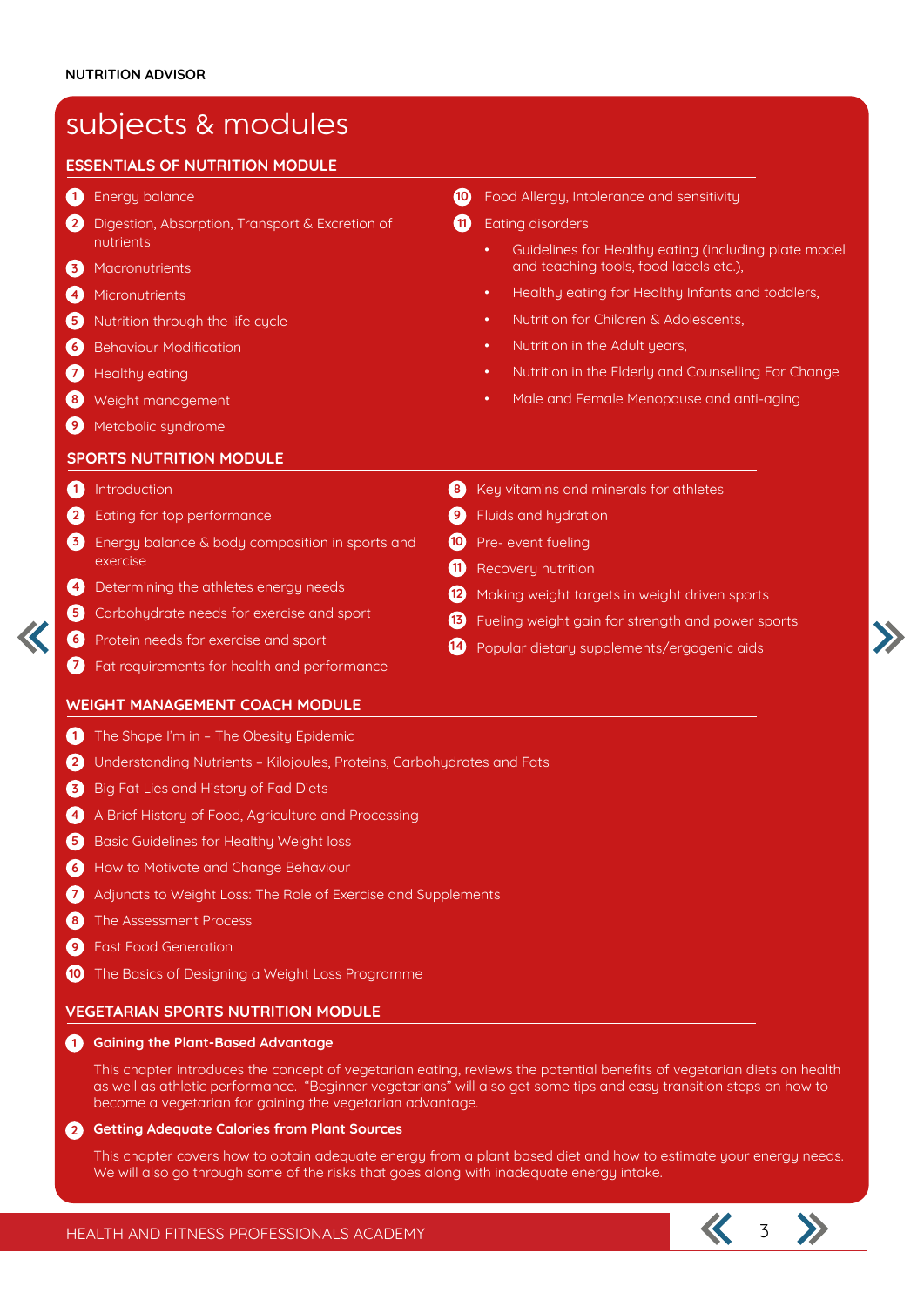# subjects & modules

## ESSENTIALS OF NUTRITION MODULE

1. Energy balance
2. Digestion, Absorption, Transport & Excretion of nutrients
3. Macronutrients
4. Micronutrients
5. Nutrition through the life cycle
6. Behaviour Modification
7. Healthy eating
8. Weight management
9. Metabolic syndrome
10. Food Allergy, Intolerance and sensitivity
11. Eating disorders
    - Guidelines for Healthy eating (including plate model and teaching tools, food labels etc.),
    - Healthy eating for Healthy Infants and toddlers,
    - Nutrition for Children & Adolescents,
    - Nutrition in the Adult years,
    - Nutrition in the Elderly and Counselling For Change
    - Male and Female Menopause and anti-aging

## SPORTS NUTRITION MODULE

1. Introduction
2. Eating for top performance
3. Energy balance & body composition in sports and exercise
4. Determining the athletes energy needs
5. Carbohydrate needs for exercise and sport
6. Protein needs for exercise and sport
7. Fat requirements for health and performance
8. Key vitamins and minerals for athletes
9. Fluids and hydration
10. Pre- event fueling
11. Recovery nutrition
12. Making weight targets in weight driven sports
13. Fueling weight gain for strength and power sports
14. Popular dietary supplements/ergogenic aids

## WEIGHT MANAGEMENT COACH MODULE

1. The Shape I'm in – The Obesity Epidemic
2. Understanding Nutrients – Kilojoules, Proteins, Carbohydrates and Fats
3. Big Fat Lies and History of Fad Diets
4. A Brief History of Food, Agriculture and Processing
5. Basic Guidelines for Healthy Weight loss
6. How to Motivate and Change Behaviour
7. Adjuncts to Weight Loss: The Role of Exercise and Supplements
8. The Assessment Process
9. Fast Food Generation
10. The Basics of Designing a Weight Loss Programme

## VEGETARIAN SPORTS NUTRITION MODULE

1. **Gaining the Plant-Based Advantage**

   This chapter introduces the concept of vegetarian eating, reviews the potential benefits of vegetarian diets on health as well as athletic performance. "Beginner vegetarians" will also get some tips and easy transition steps on how to become a vegetarian for gaining the vegetarian advantage.

2. **Getting Adequate Calories from Plant Sources**

   This chapter covers how to obtain adequate energy from a plant based diet and how to estimate your energy needs. We will also go through some of the risks that goes along with inadequate energy intake.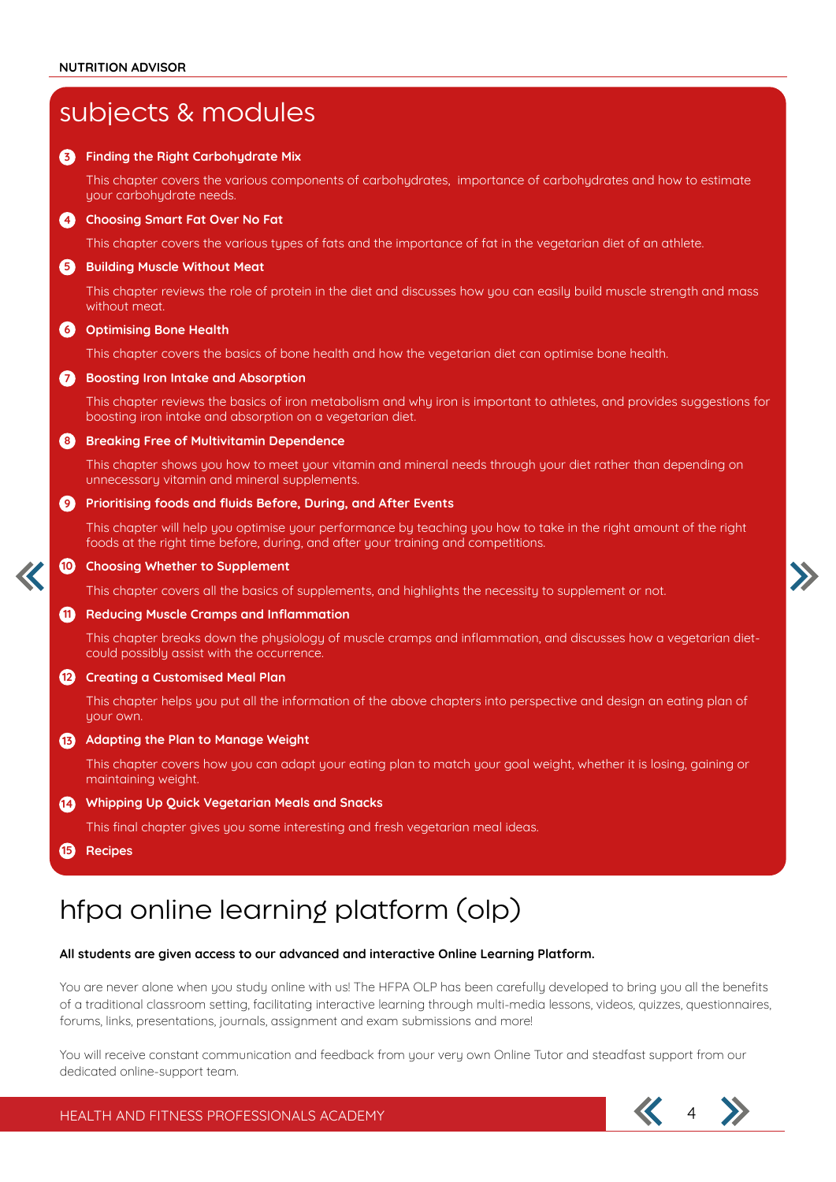## subjects & modules

3. **Finding the Right Carbohydrate Mix**

   This chapter covers the various components of carbohydrates, importance of carbohydrates and how to estimate your carbohydrate needs.

4. **Choosing Smart Fat Over No Fat**

   This chapter covers the various types of fats and the importance of fat in the vegetarian diet of an athlete.

5. **Building Muscle Without Meat**

   This chapter reviews the role of protein in the diet and discusses how you can easily build muscle strength and mass without meat.

6. **Optimising Bone Health**

   This chapter covers the basics of bone health and how the vegetarian diet can optimise bone health.

7. **Boosting Iron Intake and Absorption**

   This chapter reviews the basics of iron metabolism and why iron is important to athletes, and provides suggestions for boosting iron intake and absorption on a vegetarian diet.

8. **Breaking Free of Multivitamin Dependence**

   This chapter shows you how to meet your vitamin and mineral needs through your diet rather than depending on unnecessary vitamin and mineral supplements.

9. **Prioritising foods and fluids Before, During, and After Events**

   This chapter will help you optimise your performance by teaching you how to take in the right amount of the right foods at the right time before, during, and after your training and competitions.

10. **Choosing Whether to Supplement**

    This chapter covers all the basics of supplements, and highlights the necessity to supplement or not.

11. **Reducing Muscle Cramps and Inflammation**

    This chapter breaks down the physiology of muscle cramps and inflammation, and discusses how a vegetarian diet-could possibly assist with the occurrence.

12. **Creating a Customised Meal Plan**

    This chapter helps you put all the information of the above chapters into perspective and design an eating plan of your own.

13. **Adapting the Plan to Manage Weight**

    This chapter covers how you can adapt your eating plan to match your goal weight, whether it is losing, gaining or maintaining weight.

14. **Whipping Up Quick Vegetarian Meals and Snacks**

    This final chapter gives you some interesting and fresh vegetarian meal ideas.

15. **Recipes**

## hfpa online learning platform (olp)

**All students are given access to our advanced and interactive Online Learning Platform.**

You are never alone when you study online with us! The HFPA OLP has been carefully developed to bring you all the benefits of a traditional classroom setting, facilitating interactive learning through multi-media lessons, videos, quizzes, questionnaires, forums, links, presentations, journals, assignment and exam submissions and more!

You will receive constant communication and feedback from your very own Online Tutor and steadfast support from our dedicated online-support team.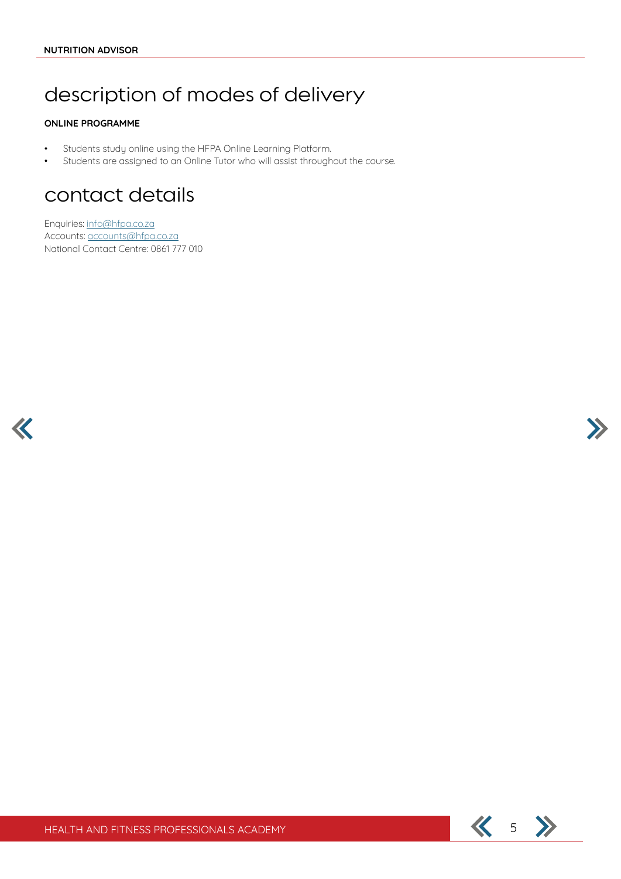# description of modes of delivery

**ONLINE PROGRAMME**

- Students study online using the HFPA Online Learning Platform.
- Students are assigned to an Online Tutor who will assist throughout the course.

# contact details

Enquiries: info@hfpa.co.za
Accounts: accounts@hfpa.co.za
National Contact Centre: 0861 777 010